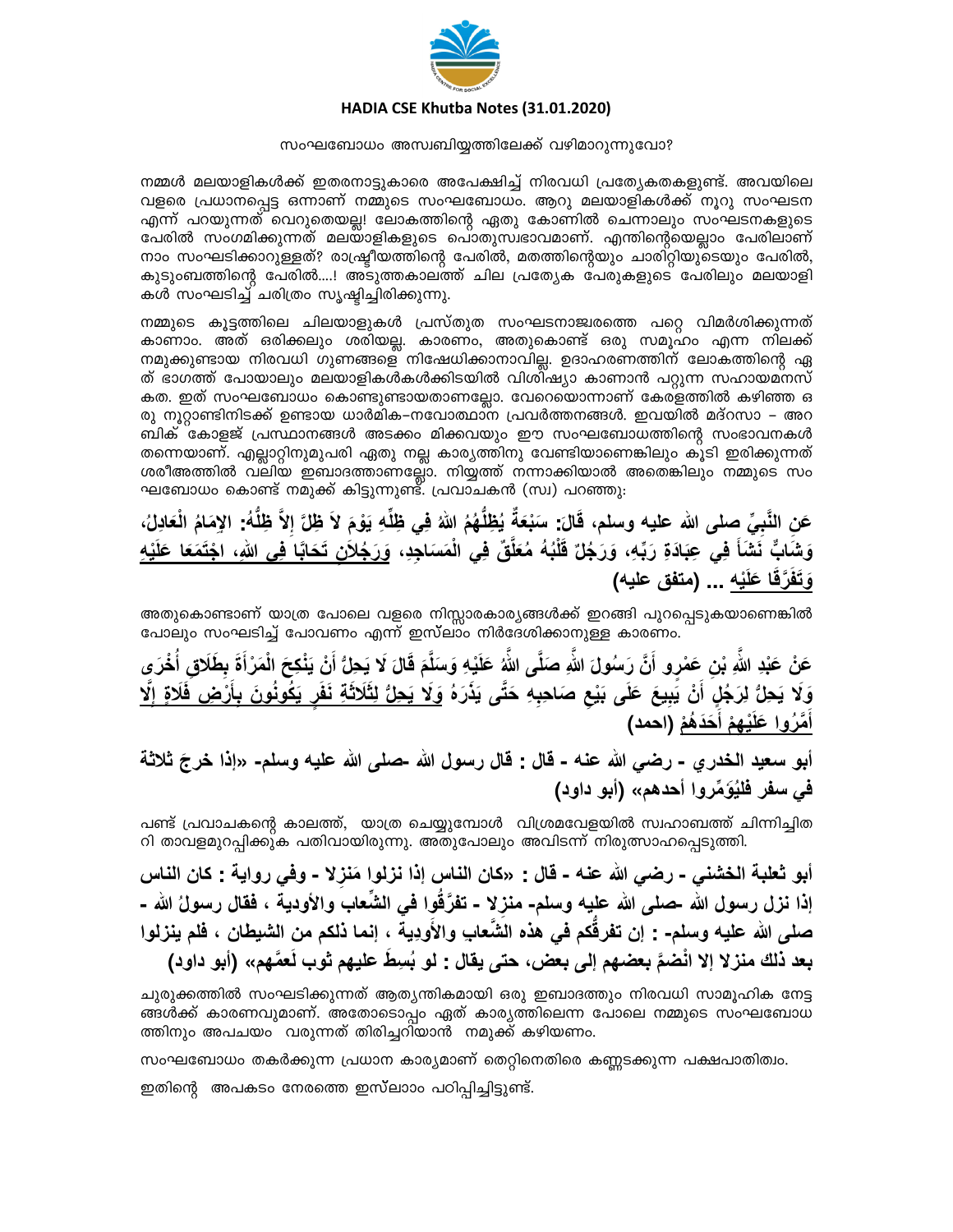## HADIA CSE Khutba Notes (31.01.2020)

സംഘബോധം അസ്വബിയ്യത്തിലേക്ക് വഴിമാറുന്നുവോ?

നമ്മൾ മലയാളികൾക്ക് ഇതരനാട്ടുകാരെ അപേക്ഷിച്ച് നിരവധി പ്രത്യേകതകളുണ്ട്. അവയിലെ വളരെ പ്രധാനപ്പെട്ട ഒന്നാണ് നമ്മുടെ സംഘബോധം. ആറു മലയാളികൾക്ക് നൂറു സംഘടന എന്ന് പറയുന്നത് വെറുതെയല്ല! ലോകത്തിന്റെ ഏതു കോണിൽ ചെന്നാലും സംഘടനകളുടെ പേരിൽ സംഗമിക്കുന്നത് മലയാളികളുടെ പൊതുസ്വഭാവമാണ്. എന്തിന്റെയെല്ലാം പേരിലാണ് നാം സംഘടിക്കാറുള്ളത്? രാഷ്ട്രീയത്തിന്റെ പേരിൽ, മതത്തിന്റെയും ചാരിറ്റിയുടെയും പേരിൽ, കുടുംബത്തിന്റെ പേരിൽ....! അടുത്തകാലത്ത് ചില പ്രത്യേക പേരുകളുടെ പേരിലും മലയാളികൾ സംഘടിച്ച് ചരിത്രം സൃഷ്ടിച്ചിരിക്കുന്നു.

നമ്മുടെ കൂട്ടത്തിലെ ചിലയാളുകൾ പ്രസ്തുത സംഘടനാജ്വരത്തെ പറ്റെ വിമർശിക്കുന്നത് കാണാം. അത് ഒരിക്കലും ശരിയല്ല. കാരണം, അതുകൊണ്ട് ഒരു സമൂഹം എന്ന നിലക്ക് നമുക്കുണ്ടായ നിരവധി ഗുണങ്ങളെ നിഷേധിക്കാനാവില്ല. ഉദാഹരണത്തിന് ലോകത്തിന്റെ ഏത് ഭാഗത്ത് പോയാലും മലയാളികൾകൾക്കിടയിൽ വിശിഷ്യാ കാണാൻ പറ്റുന്ന സഹായമനസ്കത. ഇത് സംഘബോധം കൊണ്ടുണ്ടായതാണല്ലോ. വേറെയൊന്നാണ് കേരളത്തിൽ കഴിഞ്ഞ ഒരു നൂറ്റാണ്ടിനിടക്ക് ഉണ്ടായ ധാർമിക–നവോത്ഥാന പ്രവർത്തനങ്ങൾ. ഇവയിൽ മദ്റസാ – അറബിക് കോളജ് പ്രസ്ഥാനങ്ങൾ അടക്കം മിക്കവയും ഈ സംഘബോധത്തിന്റെ സംഭാവനകൾ തന്നെയാണ്. എല്ലാറ്റിനുമുപരി ഏതു നല്ല കാര്യത്തിനു വേണ്ടിയാണെങ്കിലും കൂടി ഇരിക്കുന്നത് ശരീഅത്തിൽ വലിയ ഇബാദത്താണല്ലോ. നിയ്യത്ത് നന്നാക്കിയാൽ അതെങ്കിലും നമ്മുടെ സംഘബോധം കൊണ്ട് നമുക്ക് കിട്ടുന്നുണ്ട്. പ്രവാചകൻ (സ്വ) പറഞ്ഞു:

**عَنِ النَّبِيِّ صلى الله عليه وسلم، قَالَ: سَبْعَةٌ يُظِلُّهُمُ اللهُ فِي ظِلِّهِ يَوْمَ لاَ ظِلَّ إِلاَّ ظِلُّهُ: الإِمَامُ الْعَادِلُ، وَشَابٌّ نَشَأَ فِي عِبَادَةِ رَبِّهِ، وَرَجُلٌ قَلْبُهُ مُعَلَّقٌ فِي الْمَسَاجِدِ، وَرَجُلاَنِ تَحَابَّا فِي اللهِ، اجْتَمَعَا عَلَيْهِ وَتَفَرَّقَا عَلَيْه ... (متفق عليه)**

അതുകൊണ്ടാണ് യാത്ര പോലെ വളരെ നിസ്സാരകാര്യങ്ങൾക്ക് ഇറങ്ങി പുറപ്പെടുകയാണെങ്കിൽ പോലും സംഘടിച്ച് പോവണം എന്ന് ഇസ്‌ലാം നിർദേശിക്കാനുള്ള കാരണം.

**عَنْ عَبْدِ اللَّهِ بْنِ عَمْرٍو أَنَّ رَسُولَ اللَّهِ صَلَّى اللَّهُ عَلَيْهِ وَسَلَّمَ قَالَ لَا يَحِلُّ أَنْ يَنْكِحَ الْمَرْأَةَ بِطَلَاقِ أُخْرَى وَلَا يَحِلُّ لِرَجُلٍ أَنْ يَبِيعَ عَلَى بَيْعِ صَاحِبِهِ حَتَّى يَذَرَهُ وَلَا يَحِلُّ لِثَلَاثَةِ نَفَرٍ يَكُونُونَ بِأَرْضِ فَلَاةٍ إِلَّا أَمَّرُوا عَلَيْهِمْ أَحَدَهُمْ (احمد)**

**أبو سعيد الخدري - رضي الله عنه - قال : قال رسول الله -صلى الله عليه وسلم- «إذا خرجَ ثلاثة في سفر فليُؤَمِّروا أحدهم» (أبو داود)**

പണ്ട് പ്രവാചകന്റെ കാലത്ത്, യാത്ര ചെയ്യുമ്പോൾ വിശ്രമവേളയിൽ സ്വഹാബത്ത് ചിന്നിച്ചിതറി താവളമുറപ്പിക്കുക പതിവായിരുന്നു. അതുപോലും അവിടന്ന് നിരുത്സാഹപ്പെടുത്തി.

**أبو ثعلبة الخشني - رضي الله عنه - قال : «كان الناس إذا نزلوا مَنزِلا - وفي رواية : كان الناس إذا نزل رسول الله -صلى الله عليه وسلم- منزِلا - تفرَّقُوا في الشِّعاب والأودية ، فقال رسولُ الله -صلى الله عليه وسلم- : إن تفرقُكم في هذه الشِّعاب والأَودِيَة ، إنما ذلكم من الشيطان ، فلم ينزلوا بعد ذلك منزِلا إلا انْضمَّ بعضهم إلى بعض، حتى يقال : لو بُسِطَ عليهم ثوب لَعمَّهم» (أبو داود)**

ചുരുക്കത്തിൽ സംഘടിക്കുന്നത് ആത്യന്തികമായി ഒരു ഇബാദത്തും നിരവധി സാമൂഹിക നേട്ടങ്ങൾക്ക് കാരണവുമാണ്. അതോടൊപ്പം ഏത് കാര്യത്തിലെന്ന പോലെ നമ്മുടെ സംഘബോധത്തിനും അപചയം വരുന്നത് തിരിച്ചറിയാൻ നമുക്ക് കഴിയണം.

സംഘബോധം തകർക്കുന്ന പ്രധാന കാര്യമാണ് തെറ്റിനെതിരെ കണ്ണടക്കുന്ന പക്ഷപാതിത്വം.

ഇതിന്റെ അപകടം നേരത്തെ ഇസ്‌ലാം പഠിപ്പിച്ചിട്ടുണ്ട്.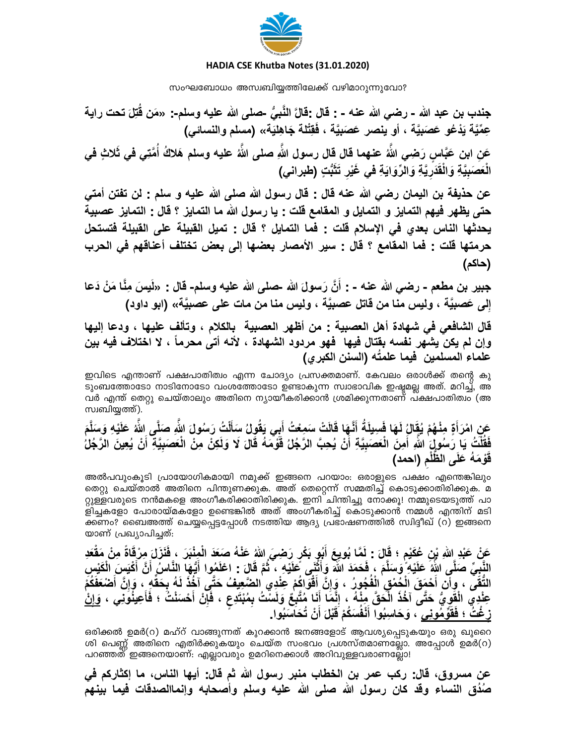## HADIA CSE Khutba Notes (31.01.2020)

സംഘബോധം അസ്വബിയ്യത്തിലേക്ക് വഴിമാറുന്നുവോ?

**جندب بن عبد الله - رضي الله عنه - : قال :قالَ النَّبيُّ -صلى الله عليه وسلم-: «مَن قُتِلَ تحت راية عِمِّيَّة يَدْعُو عَصَبيَّة ، أو ينصر عَصَبيَّة ، فَقِتْلة جَاهِلِيَة» (مسلم والنسائي)**

**عَنِ ابنِ عَبَّاسٍ رَضِيَ اللَّهُ عنهما قال قال رسول اللَّهِ صلى اللَّهُ عليه وسلم هَلاكُ أُمَّتِي فِي ثَلاثٍ فِي الْعَصَبِيَّةِ وَالْقَدَرِيَّةِ وَالرِّوَايَةِ فِي غَيْرِ تَثَبُّتٍ (طبراني)**

**عن حذيفة بن اليمان رضي الله عنه قال : قال رسول الله صلى الله عليه و سلم : لن تفتن أمتي حتى يظهر فيهم التمايز و التمايل و المقامع قلت : يا رسول الله ما التمايز ؟ قال : التمايز عصبية يحدثها الناس بعدي في الإسلام قلت : فما التمايل ؟ قال : تميل القبيلة على القبيلة فتستحل حرمتها قلت : فما المقامع ؟ قال : سير الأمصار بعضها إلى بعض تختلف أعناقهم في الحرب (حاكم)**

**جبير بن مطعم - رضي الله عنه - : أَنَّ رَسولَ الله -صلى الله عليه وسلم- قال : «لَيسَ مِنَّا مَنْ دَعا إلى عَصَبيَّة ، وليس منا من قاتل عصبيَّة ، وليس منا من مات على عصبيَّة» (ابو داود)**

**قال الشافعي في شهادة أهل العصبية : من أظهر العصبية بالكلام ، وتألف عليها ، ودعا إليها وإن لم يكن يشهر نفسه بقتال فيها فهو مردود الشهادة ، لأنه أتى محرماً ، لا اختلاف فيه بين علماء المسلمين فيما علمتُه (السنن الكبري)**

ഇവിടെ എന്താണ് പക്ഷപാതിത്വം എന്ന ചോദ്യം പ്രസക്തമാണ്. കേവലം ഒരാൾക്ക് തന്റെ കുടുംബത്തോടോ നാടിനോടോ വംശത്തോടോ ഉണ്ടാകുന്ന സ്വാഭാവിക ഇഷ്ടമല്ല അത്. മറിച്ച്, അവർ എന്ത് തെറ്റു ചെയ്താലും അതിനെ ന്യായീകരിക്കാൻ ശ്രമിക്കുന്നതാണ് പക്ഷപാതിത്വം (അസ്വബിയ്യത്ത്).

**عَنِ امْرَأَةٍ مِنْهُمْ يُقَالُ لَهَا فَسِيلَةُ أَنَّهَا قَالَتْ سَمِعْتُ أَبِي يَقُولُ سَأَلْتُ رَسُولَ اللَّهِ صَلَّى اللَّهُ عَلَيْهِ وَسَلَّمَ فَقُلْتُ يَا رَسُولَ اللَّهِ أَمِنَ الْعَصَبِيَّةِ أَنْ يُحِبَّ الرَّجُلُ قَوْمَهُ قَالَ لَا وَلَكِنْ مِنْ الْعَصَبِيَّةِ أَنْ يُعِينَ الرَّجُلُ قَوْمَهُ عَلَى الظُّلْمِ (احمد)**

അൽപവുംകൂടി പ്രായോഗികമായി നമുക്ക് ഇങ്ങനെ പറയാം: ഒരാളുടെ പക്ഷം എന്തെങ്കിലും തെറ്റു ചെയ്താൽ അതിനെ പിന്തുണക്കുക. അത് തെറ്റെന്ന് സമ്മതിച്ച് കൊടുക്കാതിരിക്കുക. മറ്റുള്ളവരുടെ നൻമകളെ അംഗീകരിക്കാതിരിക്കുക. ഇനി ചിന്തിച്ചു നോക്കൂ! നമ്മുടെയടുത്ത് പാളിച്ചകളോ പോരായ്മകളോ ഉണ്ടെങ്കിൽ അത് അംഗീകരിച്ച് കൊടുക്കാൻ നമ്മൾ എന്തിന് മടിക്കണം? ബൈഅത്ത് ചെയ്യപ്പെട്ടപ്പോൾ നടത്തിയ ആദ്യ പ്രഭാഷണത്തിൽ സ്വിദ്ദീഖ് (റ) ഇങ്ങനെയാണ് പ്രഖ്യാപിച്ചത്:

**عَنْ عَبْدِ اللهِ بْنِ عُكَيْمٍ ؛ قَالَ : لَمَّا بُويِعَ أَبُو بَكْرٍ رَضِيَ اللهُ عَنْهُ صَعَدَ الْمِنْبَرَ ، فَنَزَلَ مِرْقَاةً مِنْ مَقْعَدِ النَّبِيِّ صَلَّى اللَّهُ عَلَيْهِ وَسَلَّمَ ، فَحَمَدَ اللَّهَ وَأَثْنَى عَلَيْهِ ، ثُمَّ قَالَ : اعْلَمُوا أَيُّهَا النَّاسُ أَنَّ أَكْيَسَ الْكَيْسِ التُّقَى ، وأَن أَحْمَقَ الْحُمْقِ الْفُجُورُ ، وَإِنَّ أَقْوَاكُمْ عِنْدِي الضَّعِيفُ حَتَّى آخُذَ لَهُ بِحَقِّهِ ، وَإِنَّ أَضْعَفَكُمْ عِنْدِي الْقَوِيُّ حَتَّى آخُذَ الْحَقَّ مِنْهُ ، إِنَّمَا أَنَا مُتَّبِعٌ وَلَسْتُ بِمُبْتَدِعٍ ، فَإِنْ أَحْسَنْتُ ؛ فَأَعِينُونِي ، وَإِنْ زِغْتُ ؛ فَقَوِّمُونِي ، وَحَاسِبُوا أَنْفُسَكُمْ قَبْلَ أَنْ تُحَاسَبُوا.**

ഒരിക്കൽ ഉമർ(റ) മഹ്റ് വാങ്ങുന്നത് കുറക്കാൻ ജനങ്ങളോട് ആവശ്യപ്പെടുകയും ഒരു ഖുറൈശി പെണ്ണ് അതിനെ എതിർക്കുകയും ചെയ്ത സംഭവം പ്രശസ്തമാണല്ലോ. അപ്പോൾ ഉമർ(റ) പറഞ്ഞത് ഇങ്ങനെയാണ്: എല്ലാവരും ഉമറിനെക്കാൾ അറിവുള്ളവരാണല്ലോ!

**عن مسروق، قال: ركب عمر بن الخطاب منبر رسول الله ثم قال: أيها الناس، ما إكثاركم في صُدُق النساء وقد كان رسول الله صلى الله عليه وسلم وأصحابه وإنماالصدقات فيما بينهم**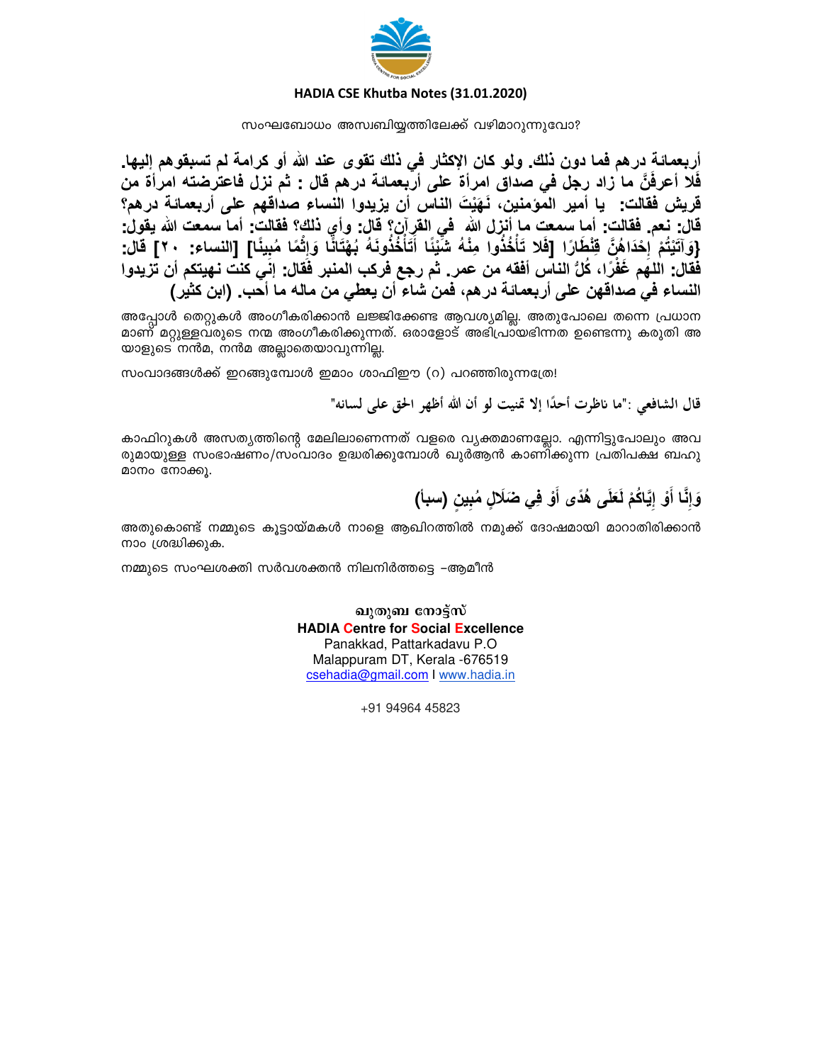**HADIA CSE Khutba Notes (31.01.2020)**

സംഘബോധം അസ്വബിയ്യത്തിലേക്ക് വഴിമാറുന്നുവോ?

**أربعمائة درهم فما دون ذلك. ولو كان الإكثار في ذلك تقوى عند الله أو كرامة لم تسبقوهم إليها. فَلا أعرفَنَّ ما زاد رجل في صداق امرأة على أربعمائة درهم قال : ثم نزل فاعترضته امرأة من قريش فقالت: يا أمير المؤمنين، نَهَيْتَ الناس أن يزيدوا النساء صداقهم على أربعمائة درهم؟ قال: نعم. فقالت: أما سمعت ما أنزل الله في القرآن؟ قال: وأي ذلك؟ فقالت: أما سمعت الله يقول: {وَآتَيْتُمْ إِحْدَاهُنَّ قِنْطَارًا [فَلا تَأْخُذُوا مِنْهُ شَيْئًا أَتَأْخُذُونَهُ بُهْتَانًا وَإِثْمًا مُبِينًا] [النساء: ٢٠] قال: فقال: اللهم غَفْرًا، كُلُّ الناس أفقه من عمر. ثم رجع فركب المنبر فقال: إني كنت نهيتكم أن تزيدوا النساء في صداقهن على أربعمائة درهم، فمن شاء أن يعطي من ماله ما أحب. (ابن كثير)**

അപ്പോൾ തെറ്റുകൾ അംഗീകരിക്കാൻ ലജ്ജിക്കേണ്ട ആവശ്യമില്ല. അതുപോലെ തന്നെ പ്രധാന മാണ് മറ്റുള്ളവരുടെ നന്മ അംഗീകരിക്കുന്നത്. ഒരാളോട് അഭിപ്രായഭിന്നത ഉണ്ടെന്നു കരുതി അ യാളുടെ നൻമ, നൻമ അല്ലാതെയാവുന്നില്ല.

സംവാദങ്ങൾക്ക് ഇറങ്ങുമ്പോൾ ഇമാം ശാഫിഈ (റ) പറഞ്ഞിരുന്നത്രേ!

قال الشافعي :"ما ناظرت أحدًا إلا تمنيت لو أن الله أظهر الحق على لسانه"

കാഫിറുകൾ അസത്യത്തിന്റെ മേലിലാണെന്നത് വളരെ വ്യക്തമാണല്ലോ. എന്നിട്ടുപോലും അവ രുമായുള്ള സംഭാഷണം/സംവാദം ഉദ്ധരിക്കുമ്പോൾ ഖുർആൻ കാണിക്കുന്ന പ്രതിപക്ഷ ബഹു മാനം നോക്കൂ.

**وَإِنَّا أَوْ إِيَّاكُمْ لَعَلَى هُدًى أَوْ فِي ضَلَالٍ مُبِينٍ (سبأ)**

അതുകൊണ്ട് നമ്മുടെ കൂട്ടായ്മകൾ നാളെ ആഖിറത്തിൽ നമുക്ക് ദോഷമായി മാറാതിരിക്കാൻ നാം ശ്രദ്ധിക്കുക.

നമ്മുടെ സംഘശക്തി സർവശക്തൻ നിലനിർത്തട്ടെ –ആമീൻ

**ഖുതുബ നോട്ട്സ്**
**HADIA Centre for Social Excellence**
Panakkad, Pattarkadavu P.O
Malappuram DT, Kerala -676519
csehadia@gmail.com I www.hadia.in

+91 94964 45823